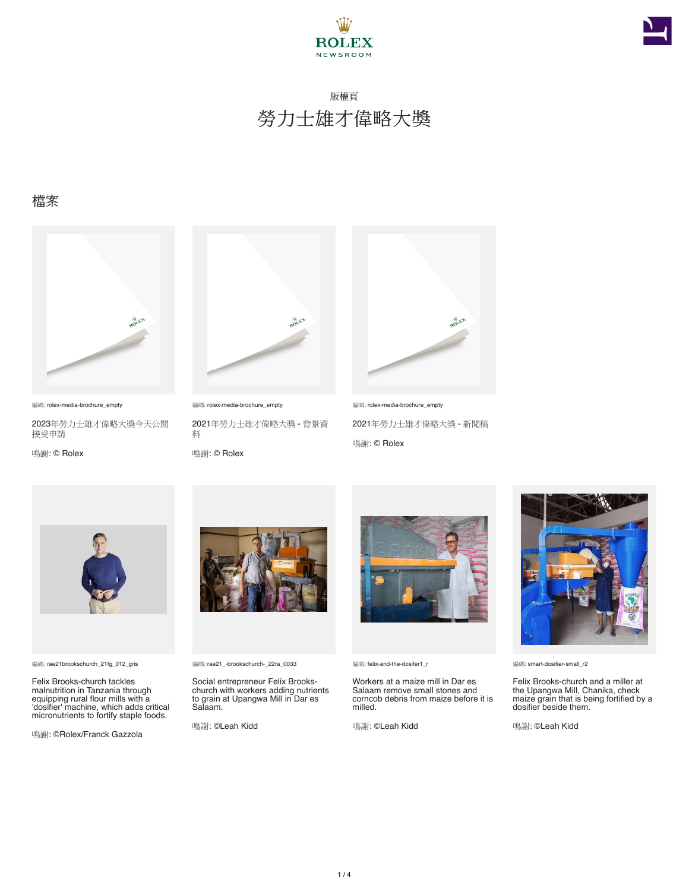ROLEX
NEWSROOM

版權頁

# 勞力士雄才偉略大獎

## 檔案

編碼: rolex-media-brochure_empty

2023年勞力士雄才偉略大獎今天公開接受申請

鳴謝: © Rolex

編碼: rolex-media-brochure_empty

2021年勞力士雄才偉略大獎 - 背景資料

鳴謝: © Rolex

編碼: rolex-media-brochure_empty

2021年勞力士雄才偉略大獎 - 新聞稿

鳴謝: © Rolex

編碼: rae21brookschurch_21fg_012_gris

Felix Brooks-church tackles malnutrition in Tanzania through equipping rural flour mills with a 'dosifier' machine, which adds critical micronutrients to fortify staple foods.

鳴謝: ©Rolex/Franck Gazzola

編碼: rae21_-brookschurch-_22ra_0033

Social entrepreneur Felix Brooks-church with workers adding nutrients to grain at Upangwa Mill in Dar es Salaam.

鳴謝: ©Leah Kidd

編碼: felix-and-the-dosifer1_r

Workers at a maize mill in Dar es Salaam remove small stones and corncob debris from maize before it is milled.

鳴謝: ©Leah Kidd

編碼: smart-dosifier-small_r2

Felix Brooks-church and a miller at the Upangwa Mill, Chanika, check maize grain that is being fortified by a dosifier beside them.

鳴謝: ©Leah Kidd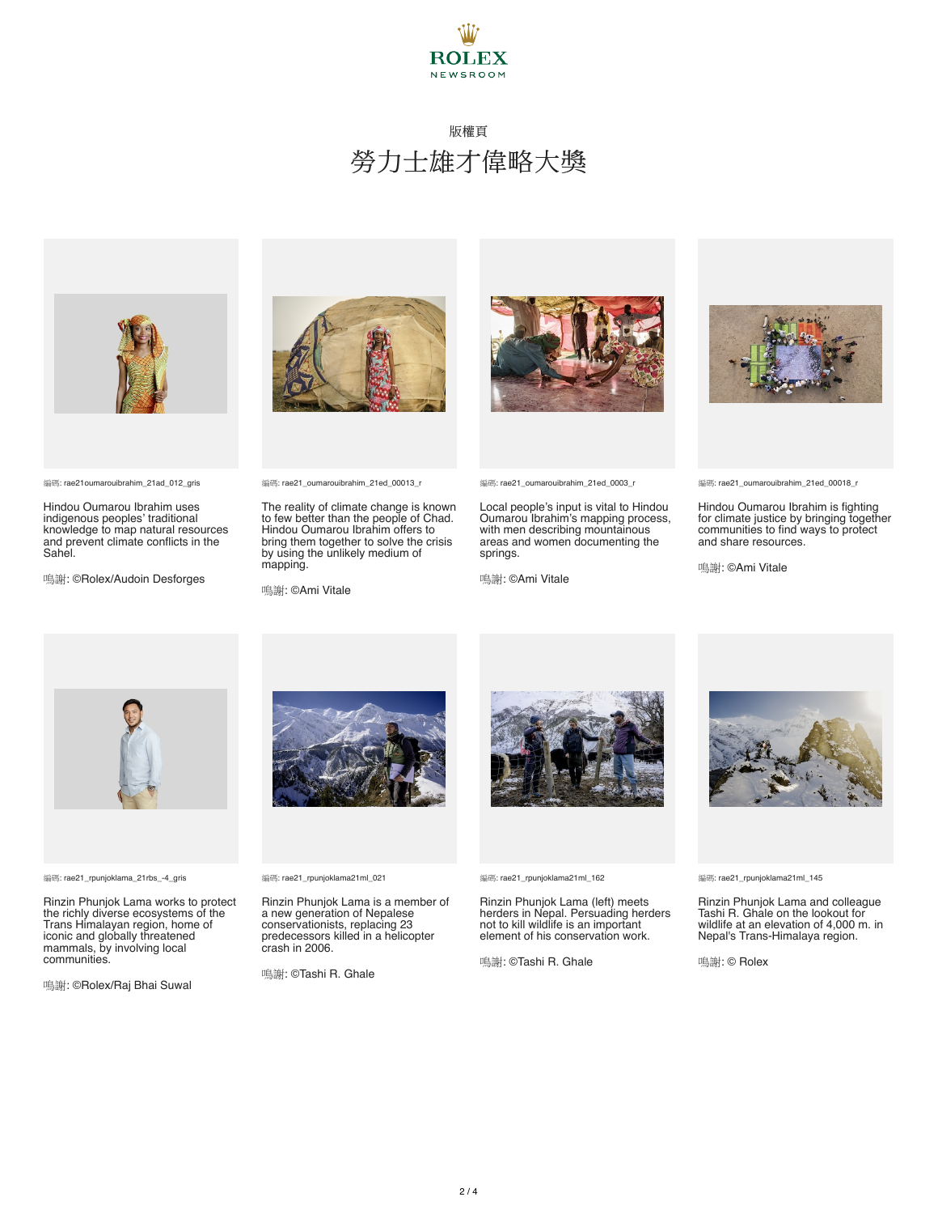版權頁

# 勞力士雄才偉略大獎

編碼: rae21oumarouibrahim_21ad_012_gris

Hindou Oumarou Ibrahim uses indigenous peoples' traditional knowledge to map natural resources and prevent climate conflicts in the Sahel.

鳴謝: ©Rolex/Audoin Desforges

編碼: rae21_oumarouibrahim_21ed_00013_r

The reality of climate change is known to few better than the people of Chad. Hindou Oumarou Ibrahim offers to bring them together to solve the crisis by using the unlikely medium of mapping.

鳴謝: ©Ami Vitale

編碼: rae21_oumarouibrahim_21ed_0003_r

Local people's input is vital to Hindou Oumarou Ibrahim's mapping process, with men describing mountainous areas and women documenting the springs.

鳴謝: ©Ami Vitale

編碼: rae21_oumarouibrahim_21ed_00018_r

Hindou Oumarou Ibrahim is fighting for climate justice by bringing together communities to find ways to protect and share resources.

鳴謝: ©Ami Vitale

編碼: rae21_rpunjoklama_21rbs_-4_gris

Rinzin Phunjok Lama works to protect the richly diverse ecosystems of the Trans Himalayan region, home of iconic and globally threatened mammals, by involving local communities.

鳴謝: ©Rolex/Raj Bhai Suwal

編碼: rae21_rpunjoklama21ml_021

Rinzin Phunjok Lama is a member of a new generation of Nepalese conservationists, replacing 23 predecessors killed in a helicopter crash in 2006.

鳴謝: ©Tashi R. Ghale

編碼: rae21_rpunjoklama21ml_162

Rinzin Phunjok Lama (left) meets herders in Nepal. Persuading herders not to kill wildlife is an important element of his conservation work.

鳴謝: ©Tashi R. Ghale

編碼: rae21_rpunjoklama21ml_145

Rinzin Phunjok Lama and colleague Tashi R. Ghale on the lookout for wildlife at an elevation of 4,000 m. in Nepal's Trans-Himalaya region.

鳴謝: © Rolex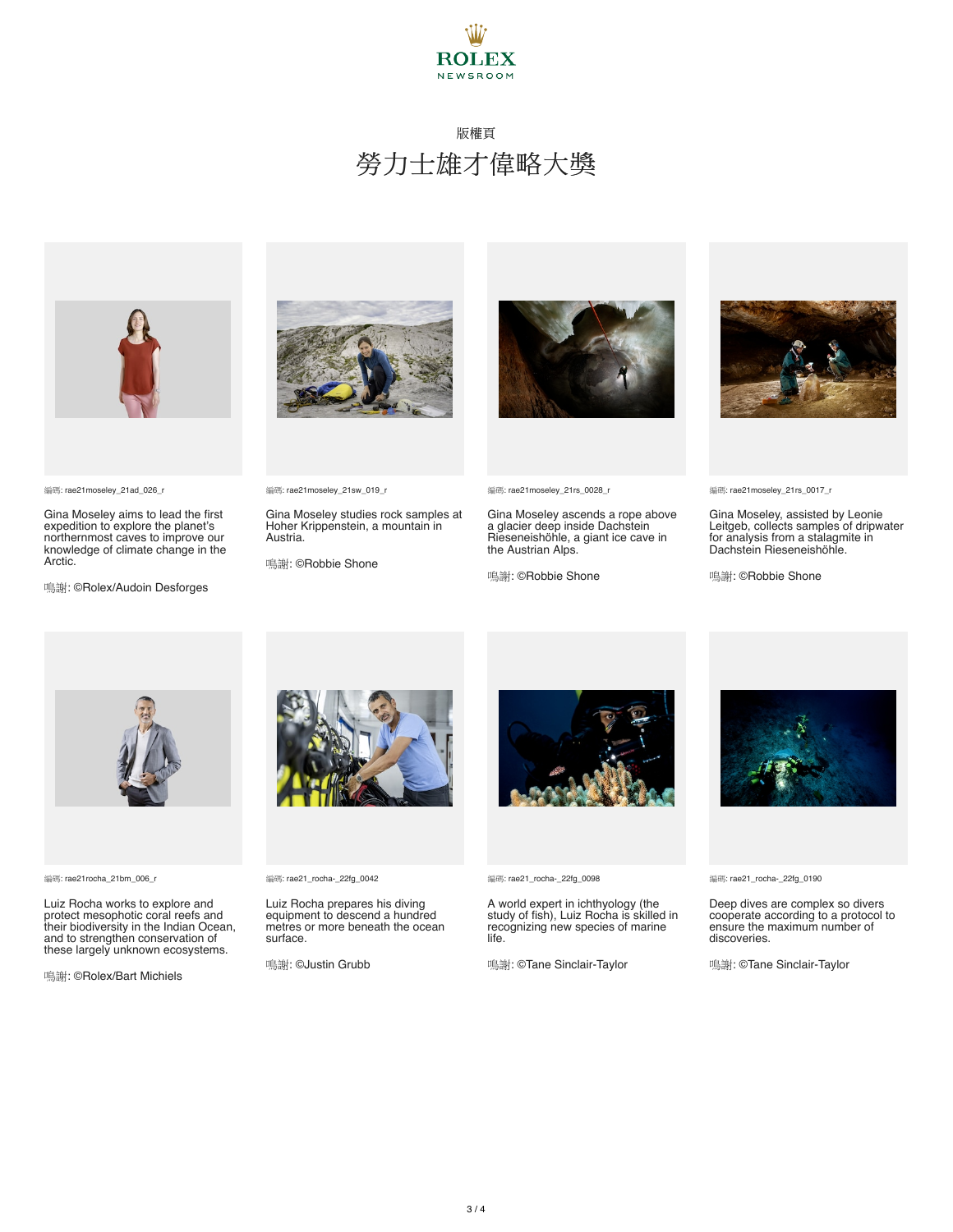ROLEX NEWSROOM

版權頁

# 勞力士雄才偉略大獎

編碼: rae21moseley_21ad_026_r

Gina Moseley aims to lead the first expedition to explore the planet's northernmost caves to improve our knowledge of climate change in the Arctic.

鳴謝: ©Rolex/Audoin Desforges

編碼: rae21moseley_21sw_019_r

Gina Moseley studies rock samples at Hoher Krippenstein, a mountain in Austria.

鳴謝: ©Robbie Shone

編碼: rae21moseley_21rs_0028_r

Gina Moseley ascends a rope above a glacier deep inside Dachstein Rieseneishöhle, a giant ice cave in the Austrian Alps.

鳴謝: ©Robbie Shone

編碼: rae21moseley_21rs_0017_r

Gina Moseley, assisted by Leonie Leitgeb, collects samples of dripwater for analysis from a stalagmite in Dachstein Rieseneishöhle.

鳴謝: ©Robbie Shone

編碼: rae21rocha_21bm_006_r

Luiz Rocha works to explore and protect mesophotic coral reefs and their biodiversity in the Indian Ocean, and to strengthen conservation of these largely unknown ecosystems.

鳴謝: ©Rolex/Bart Michiels

編碼: rae21_rocha-_22fg_0042

Luiz Rocha prepares his diving equipment to descend a hundred metres or more beneath the ocean surface.

鳴謝: ©Justin Grubb

編碼: rae21_rocha-_22fg_0098

A world expert in ichthyology (the study of fish), Luiz Rocha is skilled in recognizing new species of marine life.

鳴謝: ©Tane Sinclair-Taylor

編碼: rae21_rocha-_22fg_0190

Deep dives are complex so divers cooperate according to a protocol to ensure the maximum number of discoveries.

鳴謝: ©Tane Sinclair-Taylor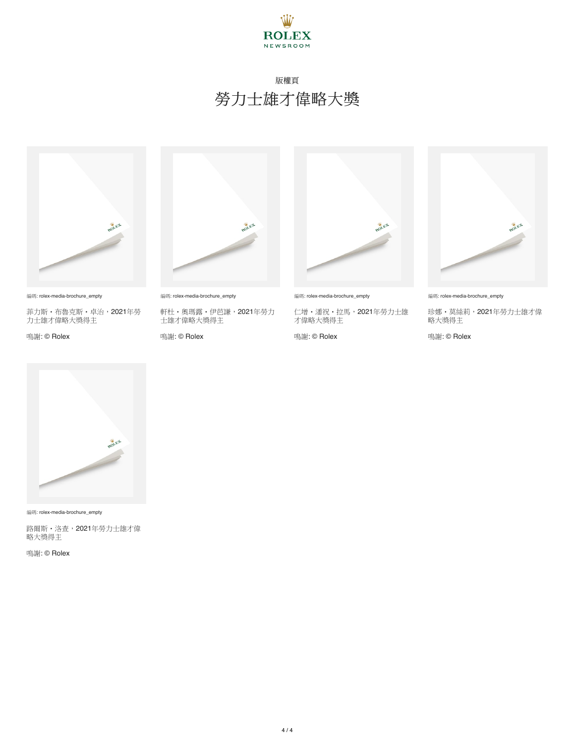版權頁

# 勞力士雄才偉略大獎

編碼: rolex-media-brochure_empty

菲力斯・布魯克斯・卓治，2021年勞力士雄才偉略大獎得主

鳴謝: © Rolex

編碼: rolex-media-brochure_empty

軒杜・奧瑪露・伊芭謙，2021年勞力士雄才偉略大獎得主

鳴謝: © Rolex

編碼: rolex-media-brochure_empty

仁增・潘視・拉馬，2021年勞力士雄才偉略大獎得主

鳴謝: © Rolex

編碼: rolex-media-brochure_empty

珍娜・莫絲莉，2021年勞力士雄才偉略大獎得主

鳴謝: © Rolex

編碼: rolex-media-brochure_empty

路爾斯・洛查，2021年勞力士雄才偉略大獎得主

鳴謝: © Rolex